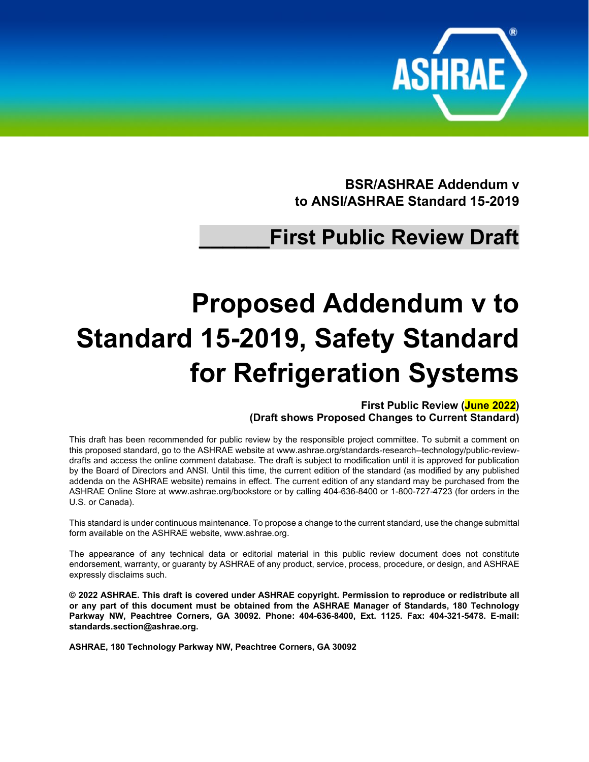**BSR/ASHRAE Addendum v to ANSI/ASHRAE Standard 15-2019**

## ______First Public Review Draft

# Proposed Addendum v to Standard 15-2019, Safety Standard for Refrigeration Systems

**First Public Review (June 2022)**
**(Draft shows Proposed Changes to Current Standard)**

This draft has been recommended for public review by the responsible project committee. To submit a comment on this proposed standard, go to the ASHRAE website at www.ashrae.org/standards-research--technology/public-review-drafts and access the online comment database. The draft is subject to modification until it is approved for publication by the Board of Directors and ANSI. Until this time, the current edition of the standard (as modified by any published addenda on the ASHRAE website) remains in effect. The current edition of any standard may be purchased from the ASHRAE Online Store at www.ashrae.org/bookstore or by calling 404-636-8400 or 1-800-727-4723 (for orders in the U.S. or Canada).

This standard is under continuous maintenance. To propose a change to the current standard, use the change submittal form available on the ASHRAE website, www.ashrae.org.

The appearance of any technical data or editorial material in this public review document does not constitute endorsement, warranty, or guaranty by ASHRAE of any product, service, process, procedure, or design, and ASHRAE expressly disclaims such.

**© 2022 ASHRAE. This draft is covered under ASHRAE copyright. Permission to reproduce or redistribute all or any part of this document must be obtained from the ASHRAE Manager of Standards, 180 Technology Parkway NW, Peachtree Corners, GA 30092. Phone: 404-636-8400, Ext. 1125. Fax: 404-321-5478. E-mail: standards.section@ashrae.org.**

**ASHRAE, 180 Technology Parkway NW, Peachtree Corners, GA 30092**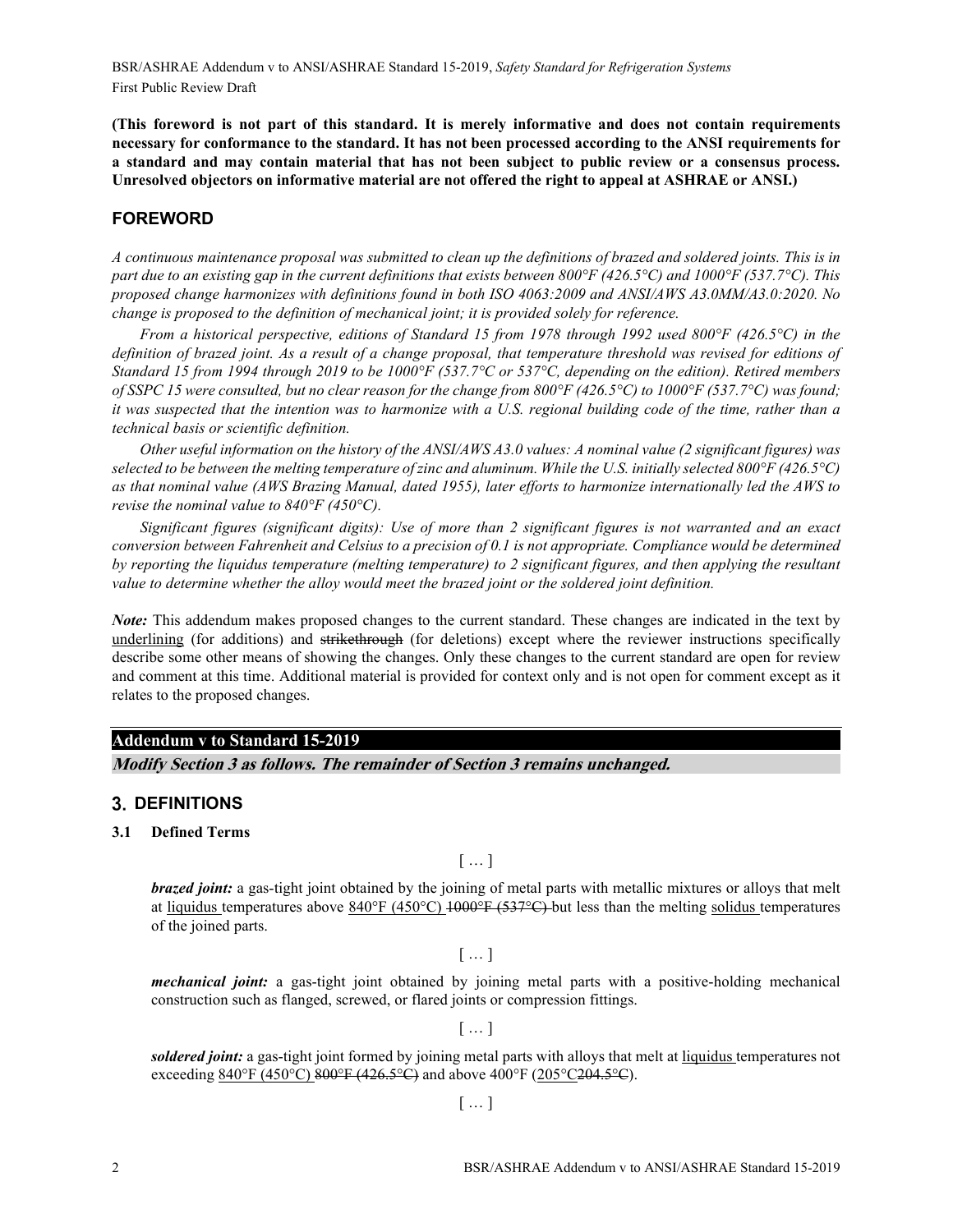**(This foreword is not part of this standard. It is merely informative and does not contain requirements necessary for conformance to the standard. It has not been processed according to the ANSI requirements for a standard and may contain material that has not been subject to public review or a consensus process. Unresolved objectors on informative material are not offered the right to appeal at ASHRAE or ANSI.)**

## FOREWORD

*A continuous maintenance proposal was submitted to clean up the definitions of brazed and soldered joints. This is in part due to an existing gap in the current definitions that exists between 800°F (426.5°C) and 1000°F (537.7°C). This proposed change harmonizes with definitions found in both ISO 4063:2009 and ANSI/AWS A3.0MM/A3.0:2020. No change is proposed to the definition of mechanical joint; it is provided solely for reference.*

*From a historical perspective, editions of Standard 15 from 1978 through 1992 used 800°F (426.5°C) in the definition of brazed joint. As a result of a change proposal, that temperature threshold was revised for editions of Standard 15 from 1994 through 2019 to be 1000°F (537.7°C or 537°C, depending on the edition). Retired members of SSPC 15 were consulted, but no clear reason for the change from 800°F (426.5°C) to 1000°F (537.7°C) was found; it was suspected that the intention was to harmonize with a U.S. regional building code of the time, rather than a technical basis or scientific definition.*

*Other useful information on the history of the ANSI/AWS A3.0 values: A nominal value (2 significant figures) was selected to be between the melting temperature of zinc and aluminum. While the U.S. initially selected 800°F (426.5°C) as that nominal value (AWS Brazing Manual, dated 1955), later efforts to harmonize internationally led the AWS to revise the nominal value to 840°F (450°C).*

*Significant figures (significant digits): Use of more than 2 significant figures is not warranted and an exact conversion between Fahrenheit and Celsius to a precision of 0.1 is not appropriate. Compliance would be determined by reporting the liquidus temperature (melting temperature) to 2 significant figures, and then applying the resultant value to determine whether the alloy would meet the brazed joint or the soldered joint definition.*

***Note:*** This addendum makes proposed changes to the current standard. These changes are indicated in the text by <u>underlining</u> (for additions) and ~~strikethrough~~ (for deletions) except where the reviewer instructions specifically describe some other means of showing the changes. Only these changes to the current standard are open for review and comment at this time. Additional material is provided for context only and is not open for comment except as it relates to the proposed changes.

**Addendum v to Standard 15-2019**

***Modify Section 3 as follows. The remainder of Section 3 remains unchanged.***

## 3. DEFINITIONS

**3.1 Defined Terms**

[ … ]

***brazed joint:*** a gas-tight joint obtained by the joining of metal parts with metallic mixtures or alloys that melt at <u>liquidus</u> temperatures above <u>840°F (450°C)</u> ~~1000°F (537°C)~~ but less than the melting <u>solidus</u> temperatures of the joined parts.

[ … ]

***mechanical joint:*** a gas-tight joint obtained by joining metal parts with a positive-holding mechanical construction such as flanged, screwed, or flared joints or compression fittings.

[ … ]

***soldered joint:*** a gas-tight joint formed by joining metal parts with alloys that melt at <u>liquidus</u> temperatures not exceeding <u>840°F (450°C)</u> ~~800°F (426.5°C)~~ and above 400°F (<u>205°C</u>~~204.5°C~~).

[ … ]